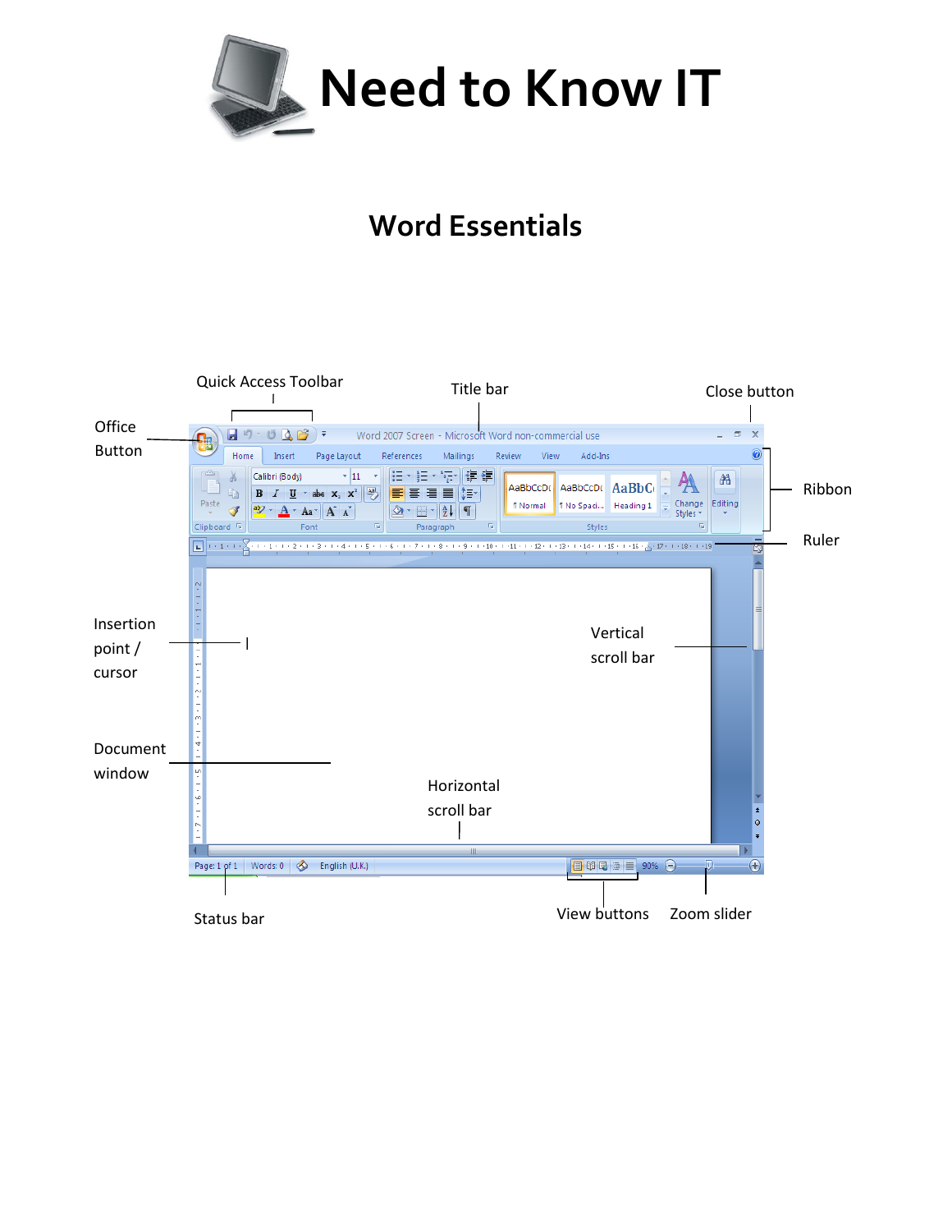# Need to Know IT

## Word Essentials

Quick Access Toolbar

Title bar

Close button

Office Button

Ribbon

Ruler

Insertion point / cursor

Vertical scroll bar

Document window

Horizontal scroll bar

Status bar

View buttons

Zoom slider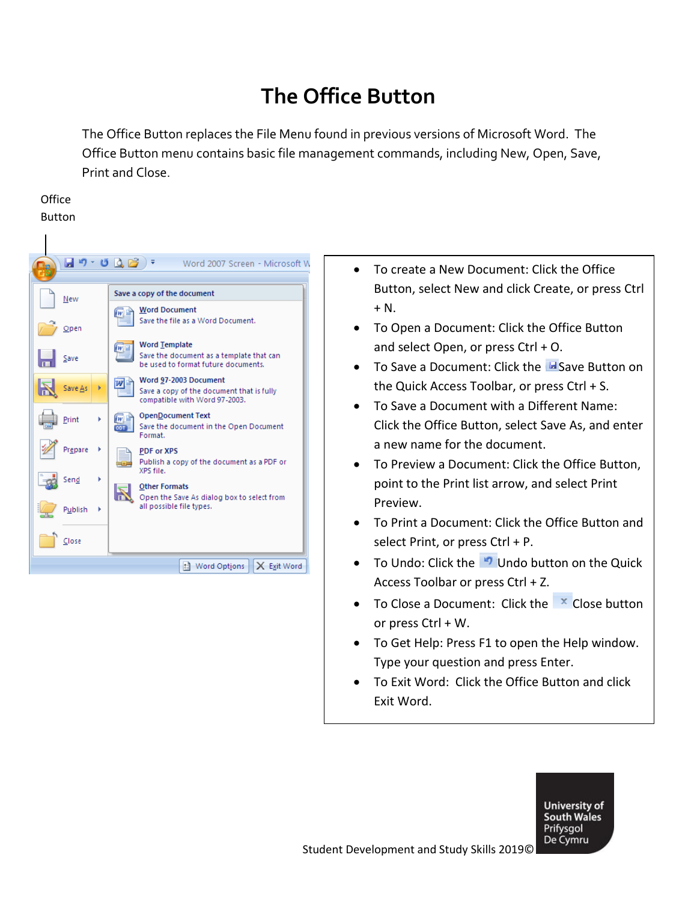# The Office Button

The Office Button replaces the File Menu found in previous versions of Microsoft Word. The Office Button menu contains basic file management commands, including New, Open, Save, Print and Close.

Office Button

- To create a New Document: Click the Office Button, select New and click Create, or press Ctrl + N.
- To Open a Document: Click the Office Button and select Open, or press Ctrl + O.
- To Save a Document: Click the Save Button on the Quick Access Toolbar, or press Ctrl + S.
- To Save a Document with a Different Name: Click the Office Button, select Save As, and enter a new name for the document.
- To Preview a Document: Click the Office Button, point to the Print list arrow, and select Print Preview.
- To Print a Document: Click the Office Button and select Print, or press Ctrl + P.
- To Undo: Click the Undo button on the Quick Access Toolbar or press Ctrl + Z.
- To Close a Document: Click the Close button or press Ctrl + W.
- To Get Help: Press F1 to open the Help window. Type your question and press Enter.
- To Exit Word: Click the Office Button and click Exit Word.

Student Development and Study Skills 2019©